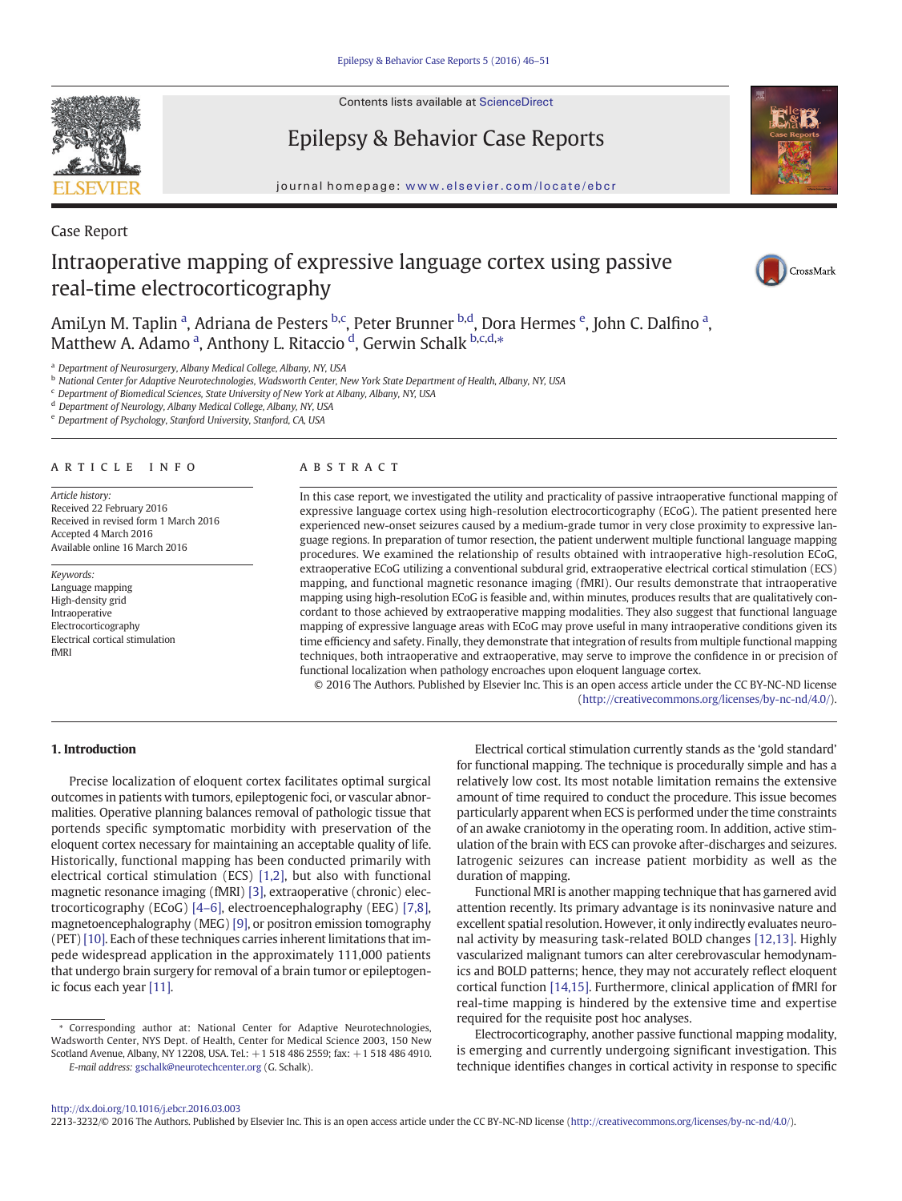Case Report

# Intraoperative mapping of expressive language cortex using passive real-time electrocorticography

AmiLyn M. Taplin [a], Adriana de Pesters [b,c], Peter Brunner [b,d], Dora Hermes [e], John C. Dalfino [a], Matthew A. Adamo [a], Anthony L. Ritaccio [d], Gerwin Schalk [b,c,d,*]

[a] Department of Neurosurgery, Albany Medical College, Albany, NY, USA
[b] National Center for Adaptive Neurotechnologies, Wadsworth Center, New York State Department of Health, Albany, NY, USA
[c] Department of Biomedical Sciences, State University of New York at Albany, Albany, NY, USA
[d] Department of Neurology, Albany Medical College, Albany, NY, USA
[e] Department of Psychology, Stanford University, Stanford, CA, USA

## ARTICLE INFO

*Article history:*
Received 22 February 2016
Received in revised form 1 March 2016
Accepted 4 March 2016
Available online 16 March 2016

*Keywords:*
Language mapping
High-density grid
Intraoperative
Electrocorticography
Electrical cortical stimulation
fMRI

## ABSTRACT

In this case report, we investigated the utility and practicality of passive intraoperative functional mapping of expressive language cortex using high-resolution electrocorticography (ECoG). The patient presented here experienced new-onset seizures caused by a medium-grade tumor in very close proximity to expressive language regions. In preparation of tumor resection, the patient underwent multiple functional language mapping procedures. We examined the relationship of results obtained with intraoperative high-resolution ECoG, extraoperative ECoG utilizing a conventional subdural grid, extraoperative electrical cortical stimulation (ECS) mapping, and functional magnetic resonance imaging (fMRI). Our results demonstrate that intraoperative mapping using high-resolution ECoG is feasible and, within minutes, produces results that are qualitatively concordant to those achieved by extraoperative mapping modalities. They also suggest that functional language mapping of expressive language areas with ECoG may prove useful in many intraoperative conditions given its time efficiency and safety. Finally, they demonstrate that integration of results from multiple functional mapping techniques, both intraoperative and extraoperative, may serve to improve the confidence in or precision of functional localization when pathology encroaches upon eloquent language cortex.

© 2016 The Authors. Published by Elsevier Inc. This is an open access article under the CC BY-NC-ND license (http://creativecommons.org/licenses/by-nc-nd/4.0/).

## 1. Introduction

Precise localization of eloquent cortex facilitates optimal surgical outcomes in patients with tumors, epileptogenic foci, or vascular abnormalities. Operative planning balances removal of pathologic tissue that portends specific symptomatic morbidity with preservation of the eloquent cortex necessary for maintaining an acceptable quality of life. Historically, functional mapping has been conducted primarily with electrical cortical stimulation (ECS) [1,2], but also with functional magnetic resonance imaging (fMRI) [3], extraoperative (chronic) electrocorticography (ECoG) [4–6], electroencephalography (EEG) [7,8], magnetoencephalography (MEG) [9], or positron emission tomography (PET) [10]. Each of these techniques carries inherent limitations that impede widespread application in the approximately 111,000 patients that undergo brain surgery for removal of a brain tumor or epileptogenic focus each year [11].

Electrical cortical stimulation currently stands as the 'gold standard' for functional mapping. The technique is procedurally simple and has a relatively low cost. Its most notable limitation remains the extensive amount of time required to conduct the procedure. This issue becomes particularly apparent when ECS is performed under the time constraints of an awake craniotomy in the operating room. In addition, active stimulation of the brain with ECS can provoke after-discharges and seizures. Iatrogenic seizures can increase patient morbidity as well as the duration of mapping.

Functional MRI is another mapping technique that has garnered avid attention recently. Its primary advantage is its noninvasive nature and excellent spatial resolution. However, it only indirectly evaluates neuronal activity by measuring task-related BOLD changes [12,13]. Highly vascularized malignant tumors can alter cerebrovascular hemodynamics and BOLD patterns; hence, they may not accurately reflect eloquent cortical function [14,15]. Furthermore, clinical application of fMRI for real-time mapping is hindered by the extensive time and expertise required for the requisite post hoc analyses.

Electrocorticography, another passive functional mapping modality, is emerging and currently undergoing significant investigation. This technique identifies changes in cortical activity in response to specific

* Corresponding author at: National Center for Adaptive Neurotechnologies, Wadsworth Center, NYS Dept. of Health, Center for Medical Science 2003, 150 New Scotland Avenue, Albany, NY 12208, USA. Tel.: +1 518 486 2559; fax: +1 518 486 4910.
*E-mail address:* gschalk@neurotechcenter.org (G. Schalk).

http://dx.doi.org/10.1016/j.ebcr.2016.03.003
2213-3232/© 2016 The Authors. Published by Elsevier Inc. This is an open access article under the CC BY-NC-ND license (http://creativecommons.org/licenses/by-nc-nd/4.0/).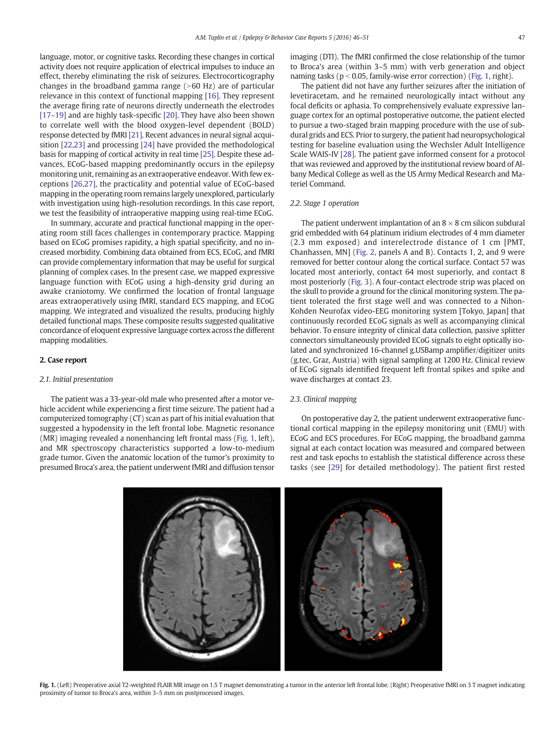language, motor, or cognitive tasks. Recording these changes in cortical activity does not require application of electrical impulses to induce an effect, thereby eliminating the risk of seizures. Electrocorticography changes in the broadband gamma range (>60 Hz) are of particular relevance in this context of functional mapping [16]. They represent the average firing rate of neurons directly underneath the electrodes [17–19] and are highly task-specific [20]. They have also been shown to correlate well with the blood oxygen-level dependent (BOLD) response detected by fMRI [21]. Recent advances in neural signal acquisition [22,23] and processing [24] have provided the methodological basis for mapping of cortical activity in real time [25]. Despite these advances, ECoG-based mapping predominantly occurs in the epilepsy monitoring unit, remaining as an extraoperative endeavor. With few exceptions [26,27], the practicality and potential value of ECoG-based mapping in the operating room remains largely unexplored, particularly with investigation using high-resolution recordings. In this case report, we test the feasibility of intraoperative mapping using real-time ECoG.

In summary, accurate and practical functional mapping in the operating room still faces challenges in contemporary practice. Mapping based on ECoG promises rapidity, a high spatial specificity, and no increased morbidity. Combining data obtained from ECS, ECoG, and fMRI can provide complementary information that may be useful for surgical planning of complex cases. In the present case, we mapped expressive language function with ECoG using a high-density grid during an awake craniotomy. We confirmed the location of frontal language areas extraoperatively using fMRI, standard ECS mapping, and ECoG mapping. We integrated and visualized the results, producing highly detailed functional maps. These composite results suggested qualitative concordance of eloquent expressive language cortex across the different mapping modalities.

## 2. Case report

### 2.1. Initial presentation

The patient was a 33-year-old male who presented after a motor vehicle accident while experiencing a first time seizure. The patient had a computerized tomography (CT) scan as part of his initial evaluation that suggested a hypodensity in the left frontal lobe. Magnetic resonance (MR) imaging revealed a nonenhancing left frontal mass (Fig. 1, left), and MR spectroscopy characteristics supported a low-to-medium grade tumor. Given the anatomic location of the tumor's proximity to presumed Broca's area, the patient underwent fMRI and diffusion tensor imaging (DTI). The fMRI confirmed the close relationship of the tumor to Broca's area (within 3–5 mm) with verb generation and object naming tasks ($p < 0.05$, family-wise error correction) (Fig. 1, right).

The patient did not have any further seizures after the initiation of levetiracetam, and he remained neurologically intact without any focal deficits or aphasia. To comprehensively evaluate expressive language cortex for an optimal postoperative outcome, the patient elected to pursue a two-staged brain mapping procedure with the use of subdural grids and ECS. Prior to surgery, the patient had neuropsychological testing for baseline evaluation using the Wechsler Adult Intelligence Scale WAIS-IV [28]. The patient gave informed consent for a protocol that was reviewed and approved by the institutional review board of Albany Medical College as well as the US Army Medical Research and Materiel Command.

### 2.2. Stage 1 operation

The patient underwent implantation of an 8 × 8 cm silicon subdural grid embedded with 64 platinum iridium electrodes of 4 mm diameter (2.3 mm exposed) and interelectrode distance of 1 cm [PMT, Chanhassen, MN] (Fig. 2, panels A and B). Contacts 1, 2, and 9 were removed for better contour along the cortical surface. Contact 57 was located most anteriorly, contact 64 most superiorly, and contact 8 most posteriorly (Fig. 3). A four-contact electrode strip was placed on the skull to provide a ground for the clinical monitoring system. The patient tolerated the first stage well and was connected to a Nihon-Kohden Neurofax video-EEG monitoring system [Tokyo, Japan] that continuously recorded ECoG signals as well as accompanying clinical behavior. To ensure integrity of clinical data collection, passive splitter connectors simultaneously provided ECoG signals to eight optically isolated and synchronized 16-channel g.USBamp amplifier/digitizer units (g.tec, Graz, Austria) with signal sampling at 1200 Hz. Clinical review of ECoG signals identified frequent left frontal spikes and spike and wave discharges at contact 23.

### 2.3. Clinical mapping

On postoperative day 2, the patient underwent extraoperative functional cortical mapping in the epilepsy monitoring unit (EMU) with ECoG and ECS procedures. For ECoG mapping, the broadband gamma signal at each contact location was measured and compared between rest and task epochs to establish the statistical difference across these tasks (see [29] for detailed methodology). The patient first rested

**Fig. 1.** (Left) Preoperative axial T2-weighted FLAIR MR image on 1.5 T magnet demonstrating a tumor in the anterior left frontal lobe. (Right) Preoperative fMRI on 3 T magnet indicating proximity of tumor to Broca's area, within 3–5 mm on postprocessed images.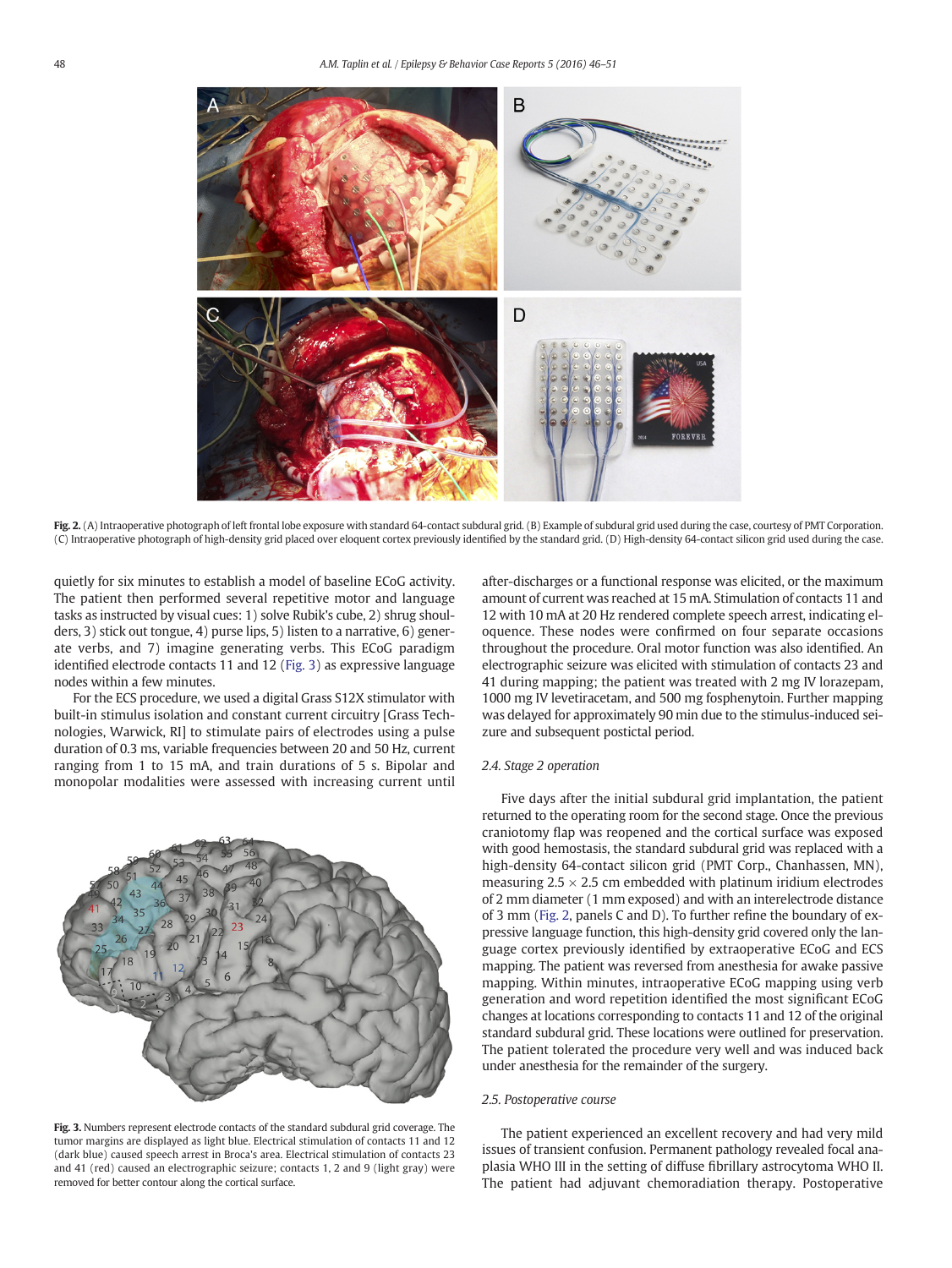Fig. 2. (A) Intraoperative photograph of left frontal lobe exposure with standard 64-contact subdural grid. (B) Example of subdural grid used during the case, courtesy of PMT Corporation. (C) Intraoperative photograph of high-density grid placed over eloquent cortex previously identified by the standard grid. (D) High-density 64-contact silicon grid used during the case.

quietly for six minutes to establish a model of baseline ECoG activity. The patient then performed several repetitive motor and language tasks as instructed by visual cues: 1) solve Rubik's cube, 2) shrug shoulders, 3) stick out tongue, 4) purse lips, 5) listen to a narrative, 6) generate verbs, and 7) imagine generating verbs. This ECoG paradigm identified electrode contacts 11 and 12 (Fig. 3) as expressive language nodes within a few minutes.

For the ECS procedure, we used a digital Grass S12X stimulator with built-in stimulus isolation and constant current circuitry [Grass Technologies, Warwick, RI] to stimulate pairs of electrodes using a pulse duration of 0.3 ms, variable frequencies between 20 and 50 Hz, current ranging from 1 to 15 mA, and train durations of 5 s. Bipolar and monopolar modalities were assessed with increasing current until after-discharges or a functional response was elicited, or the maximum amount of current was reached at 15 mA. Stimulation of contacts 11 and 12 with 10 mA at 20 Hz rendered complete speech arrest, indicating eloquence. These nodes were confirmed on four separate occasions throughout the procedure. Oral motor function was also identified. An electrographic seizure was elicited with stimulation of contacts 23 and 41 during mapping; the patient was treated with 2 mg IV lorazepam, 1000 mg IV levetiracetam, and 500 mg fosphenytoin. Further mapping was delayed for approximately 90 min due to the stimulus-induced seizure and subsequent postictal period.

Fig. 3. Numbers represent electrode contacts of the standard subdural grid coverage. The tumor margins are displayed as light blue. Electrical stimulation of contacts 11 and 12 (dark blue) caused speech arrest in Broca's area. Electrical stimulation of contacts 23 and 41 (red) caused an electrographic seizure; contacts 1, 2 and 9 (light gray) were removed for better contour along the cortical surface.

### 2.4. Stage 2 operation

Five days after the initial subdural grid implantation, the patient returned to the operating room for the second stage. Once the previous craniotomy flap was reopened and the cortical surface was exposed with good hemostasis, the standard subdural grid was replaced with a high-density 64-contact silicon grid (PMT Corp., Chanhassen, MN), measuring $2.5 \times 2.5$ cm embedded with platinum iridium electrodes of 2 mm diameter (1 mm exposed) and with an interelectrode distance of 3 mm (Fig. 2, panels C and D). To further refine the boundary of expressive language function, this high-density grid covered only the language cortex previously identified by extraoperative ECoG and ECS mapping. The patient was reversed from anesthesia for awake passive mapping. Within minutes, intraoperative ECoG mapping using verb generation and word repetition identified the most significant ECoG changes at locations corresponding to contacts 11 and 12 of the original standard subdural grid. These locations were outlined for preservation. The patient tolerated the procedure very well and was induced back under anesthesia for the remainder of the surgery.

### 2.5. Postoperative course

The patient experienced an excellent recovery and had very mild issues of transient confusion. Permanent pathology revealed focal anaplasia WHO III in the setting of diffuse fibrillary astrocytoma WHO II. The patient had adjuvant chemoradiation therapy. Postoperative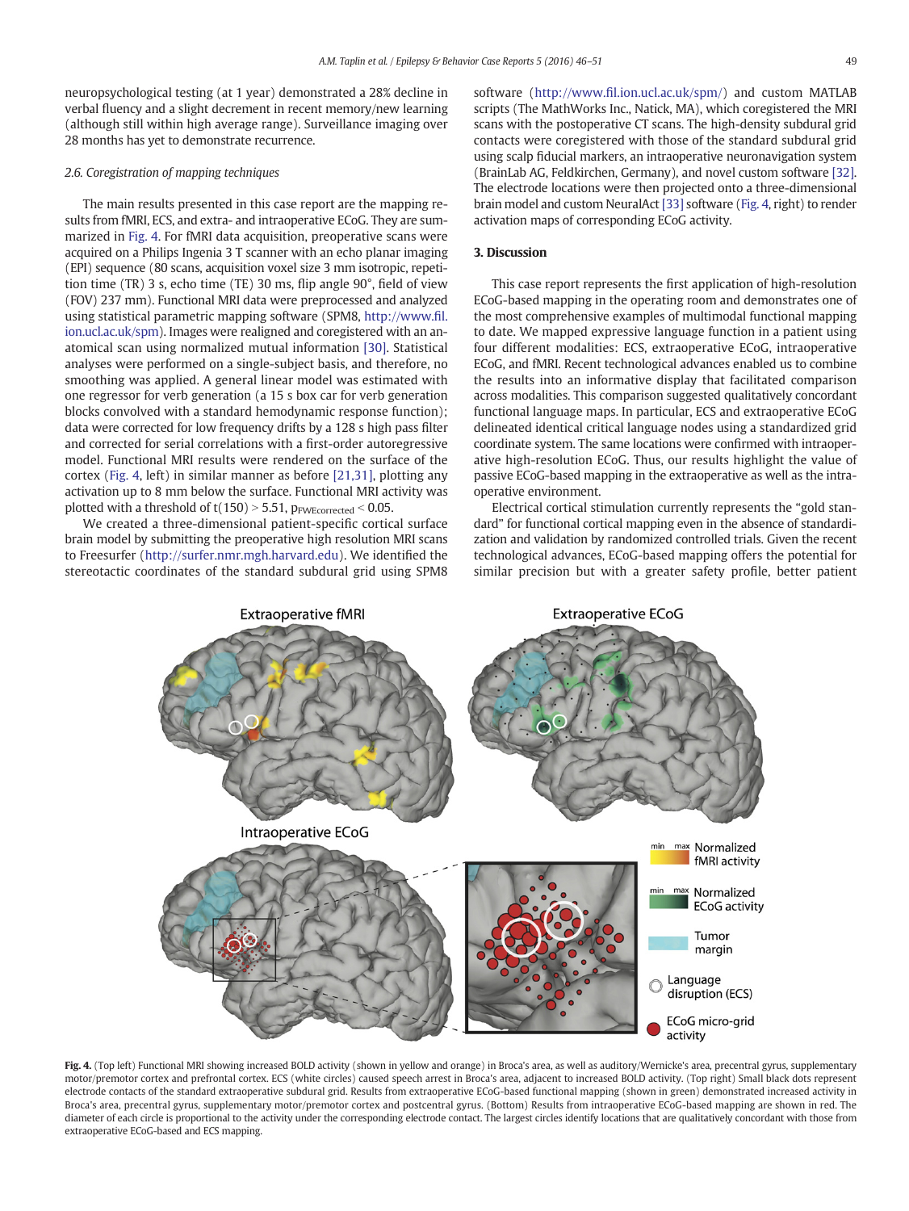neuropsychological testing (at 1 year) demonstrated a 28% decline in verbal fluency and a slight decrement in recent memory/new learning (although still within high average range). Surveillance imaging over 28 months has yet to demonstrate recurrence.

### 2.6. Coregistration of mapping techniques

The main results presented in this case report are the mapping results from fMRI, ECS, and extra- and intraoperative ECoG. They are summarized in Fig. 4. For fMRI data acquisition, preoperative scans were acquired on a Philips Ingenia 3 T scanner with an echo planar imaging (EPI) sequence (80 scans, acquisition voxel size 3 mm isotropic, repetition time (TR) 3 s, echo time (TE) 30 ms, flip angle 90°, field of view (FOV) 237 mm). Functional MRI data were preprocessed and analyzed using statistical parametric mapping software (SPM8, http://www.fil.ion.ucl.ac.uk/spm). Images were realigned and coregistered with an anatomical scan using normalized mutual information [30]. Statistical analyses were performed on a single-subject basis, and therefore, no smoothing was applied. A general linear model was estimated with one regressor for verb generation (a 15 s box car for verb generation blocks convolved with a standard hemodynamic response function); data were corrected for low frequency drifts by a 128 s high pass filter and corrected for serial correlations with a first-order autoregressive model. Functional MRI results were rendered on the surface of the cortex (Fig. 4, left) in similar manner as before [21,31], plotting any activation up to 8 mm below the surface. Functional MRI activity was plotted with a threshold of $t(150) > 5.51$, $p_{FWEcorrected} < 0.05$.

We created a three-dimensional patient-specific cortical surface brain model by submitting the preoperative high resolution MRI scans to Freesurfer (http://surfer.nmr.mgh.harvard.edu). We identified the stereotactic coordinates of the standard subdural grid using SPM8 software (http://www.fil.ion.ucl.ac.uk/spm/) and custom MATLAB scripts (The MathWorks Inc., Natick, MA), which coregistered the MRI scans with the postoperative CT scans. The high-density subdural grid contacts were coregistered with those of the standard subdural grid using scalp fiducial markers, an intraoperative neuronavigation system (BrainLAB AG, Feldkirchen, Germany), and novel custom software [32]. The electrode locations were then projected onto a three-dimensional brain model and custom NeuralAct [33] software (Fig. 4, right) to render activation maps of corresponding ECoG activity.

## 3. Discussion

This case report represents the first application of high-resolution ECoG-based mapping in the operating room and demonstrates one of the most comprehensive examples of multimodal functional mapping to date. We mapped expressive language function in a patient using four different modalities: ECS, extraoperative ECoG, intraoperative ECoG, and fMRI. Recent technological advances enabled us to combine the results into an informative display that facilitated comparison across modalities. This comparison suggested qualitatively concordant functional language maps. In particular, ECS and extraoperative ECoG delineated identical critical language nodes using a standardized grid coordinate system. The same locations were confirmed with intraoperative high-resolution ECoG. Thus, our results highlight the value of passive ECoG-based mapping in the extraoperative as well as the intraoperative environment.

Electrical cortical stimulation currently represents the "gold standard" for functional cortical mapping even in the absence of standardization and validation by randomized controlled trials. Given the recent technological advances, ECoG-based mapping offers the potential for similar precision but with a greater safety profile, better patient

**Fig. 4.** (Top left) Functional MRI showing increased BOLD activity (shown in yellow and orange) in Broca's area, as well as auditory/Wernicke's area, precentral gyrus, supplementary motor/premotor cortex and prefrontal cortex. ECS (white circles) caused speech arrest in Broca's area, adjacent to increased BOLD activity. (Top right) Small black dots represent electrode contacts of the standard extraoperative subdural grid. Results from extraoperative ECoG-based functional mapping (shown in green) demonstrated increased activity in Broca's area, precentral gyrus, supplementary motor/premotor cortex and postcentral gyrus. (Bottom) Results from intraoperative ECoG-based mapping are shown in red. The diameter of each circle is proportional to the activity under the corresponding electrode contact. The largest circles identify locations that are qualitatively concordant with those from extraoperative ECoG-based and ECS mapping.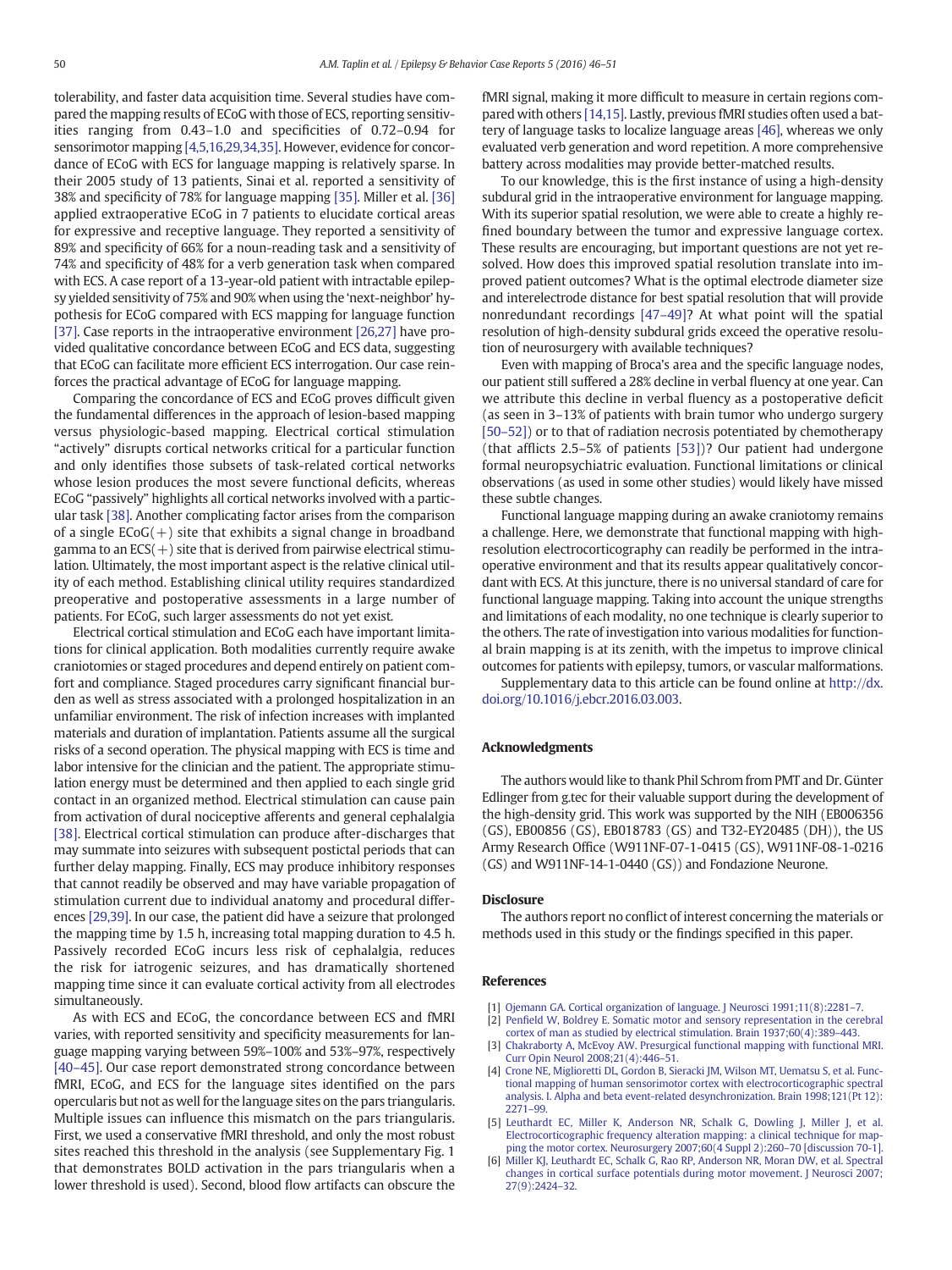tolerability, and faster data acquisition time. Several studies have compared the mapping results of ECoG with those of ECS, reporting sensitivities ranging from 0.43–1.0 and specificities of 0.72–0.94 for sensorimotor mapping [4,5,16,29,34,35]. However, evidence for concordance of ECoG with ECS for language mapping is relatively sparse. In their 2005 study of 13 patients, Sinai et al. reported a sensitivity of 38% and specificity of 78% for language mapping [35]. Miller et al. [36] applied extraoperative ECoG in 7 patients to elucidate cortical areas for expressive and receptive language. They reported a sensitivity of 89% and specificity of 66% for a noun-reading task and a sensitivity of 74% and specificity of 48% for a verb generation task when compared with ECS. A case report of a 13-year-old patient with intractable epilepsy yielded sensitivity of 75% and 90% when using the 'next-neighbor' hypothesis for ECoG compared with ECS mapping for language function [37]. Case reports in the intraoperative environment [26,27] have provided qualitative concordance between ECoG and ECS data, suggesting that ECoG can facilitate more efficient ECS interrogation. Our case reinforces the practical advantage of ECoG for language mapping.

Comparing the concordance of ECS and ECoG proves difficult given the fundamental differences in the approach of lesion-based mapping versus physiologic-based mapping. Electrical cortical stimulation "actively" disrupts cortical networks critical for a particular function and only identifies those subsets of task-related cortical networks whose lesion produces the most severe functional deficits, whereas ECoG "passively" highlights all cortical networks involved with a particular task [38]. Another complicating factor arises from the comparison of a single ECoG(+) site that exhibits a signal change in broadband gamma to an ECS(+) site that is derived from pairwise electrical stimulation. Ultimately, the most important aspect is the relative clinical utility of each method. Establishing clinical utility requires standardized preoperative and postoperative assessments in a large number of patients. For ECoG, such larger assessments do not yet exist.

Electrical cortical stimulation and ECoG each have important limitations for clinical application. Both modalities currently require awake craniotomies or staged procedures and depend entirely on patient comfort and compliance. Staged procedures carry significant financial burden as well as stress associated with a prolonged hospitalization in an unfamiliar environment. The risk of infection increases with implanted materials and duration of implantation. Patients assume all the surgical risks of a second operation. The physical mapping with ECS is time and labor intensive for the clinician and the patient. The appropriate stimulation energy must be determined and then applied to each single grid contact in an organized method. Electrical stimulation can cause pain from activation of dural nociceptive afferents and general cephalalgia [38]. Electrical cortical stimulation can produce after-discharges that may summate into seizures with subsequent postictal periods that can further delay mapping. Finally, ECS may produce inhibitory responses that cannot readily be observed and may have variable propagation of stimulation current due to individual anatomy and procedural differences [29,39]. In our case, the patient did have a seizure that prolonged the mapping time by 1.5 h, increasing total mapping duration to 4.5 h. Passively recorded ECoG incurs less risk of cephalalgia, reduces the risk for iatrogenic seizures, and has dramatically shortened mapping time since it can evaluate cortical activity from all electrodes simultaneously.

As with ECS and ECoG, the concordance between ECS and fMRI varies, with reported sensitivity and specificity measurements for language mapping varying between 59%–100% and 53%–97%, respectively [40–45]. Our case report demonstrated strong concordance between fMRI, ECoG, and ECS for the language sites identified on the pars opercularis but not as well for the language sites on the pars triangularis. Multiple issues can influence this mismatch on the pars triangularis. First, we used a conservative fMRI threshold, and only the most robust sites reached this threshold in the analysis (see Supplementary Fig. 1 that demonstrates BOLD activation in the pars triangularis when a lower threshold is used). Second, blood flow artifacts can obscure the fMRI signal, making it more difficult to measure in certain regions compared with others [14,15]. Lastly, previous fMRI studies often used a battery of language tasks to localize language areas [46], whereas we only evaluated verb generation and word repetition. A more comprehensive battery across modalities may provide better-matched results.

To our knowledge, this is the first instance of using a high-density subdural grid in the intraoperative environment for language mapping. With its superior spatial resolution, we were able to create a highly refined boundary between the tumor and expressive language cortex. These results are encouraging, but important questions are not yet resolved. How does this improved spatial resolution translate into improved patient outcomes? What is the optimal electrode diameter size and interelectrode distance for best spatial resolution that will provide nonredundant recordings [47–49]? At what point will the spatial resolution of high-density subdural grids exceed the operative resolution of neurosurgery with available techniques?

Even with mapping of Broca's area and the specific language nodes, our patient still suffered a 28% decline in verbal fluency at one year. Can we attribute this decline in verbal fluency as a postoperative deficit (as seen in 3–13% of patients with brain tumor who undergo surgery [50–52]) or to that of radiation necrosis potentiated by chemotherapy (that afflicts 2.5–5% of patients [53])? Our patient had undergone formal neuropsychiatric evaluation. Functional limitations or clinical observations (as used in some other studies) would likely have missed these subtle changes.

Functional language mapping during an awake craniotomy remains a challenge. Here, we demonstrate that functional mapping with high-resolution electrocorticography can readily be performed in the intraoperative environment and that its results appear qualitatively concordant with ECS. At this juncture, there is no universal standard of care for functional language mapping. Taking into account the unique strengths and limitations of each modality, no one technique is clearly superior to the others. The rate of investigation into various modalities for functional brain mapping is at its zenith, with the impetus to improve clinical outcomes for patients with epilepsy, tumors, or vascular malformations.

Supplementary data to this article can be found online at http://dx.doi.org/10.1016/j.ebcr.2016.03.003.

## Acknowledgments

The authors would like to thank Phil Schrom from PMT and Dr. Günter Edlinger from g.tec for their valuable support during the development of the high-density grid. This work was supported by the NIH (EB006356 (GS), EB00856 (GS), EB018783 (GS) and T32-EY20485 (DH)), the US Army Research Office (W911NF-07-1-0415 (GS), W911NF-08-1-0216 (GS) and W911NF-14-1-0440 (GS)) and Fondazione Neurone.

## Disclosure

The authors report no conflict of interest concerning the materials or methods used in this study or the findings specified in this paper.

## References

[1] Ojemann GA. Cortical organization of language. J Neurosci 1991;11(8):2281–7.
[2] Penfield W, Boldrey E. Somatic motor and sensory representation in the cerebral cortex of man as studied by electrical stimulation. Brain 1937;60(4):389–443.
[3] Chakraborty A, McEvoy AW. Presurgical functional mapping with functional MRI. Curr Opin Neurol 2008;21(4):446–51.
[4] Crone NE, Miglioretti DL, Gordon B, Sieracki JM, Wilson MT, Uematsu S, et al. Functional mapping of human sensorimotor cortex with electrocorticographic spectral analysis. I. Alpha and beta event-related desynchronization. Brain 1998;121(Pt 12):2271–99.
[5] Leuthardt EC, Miller K, Anderson NR, Schalk G, Dowling J, Miller J, et al. Electrocorticographic frequency alteration mapping: a clinical technique for mapping the motor cortex. Neurosurgery 2007;60(4 Suppl 2):260–70 [discussion 70-1].
[6] Miller KJ, Leuthardt EC, Schalk G, Rao RP, Anderson NR, Moran DW, et al. Spectral changes in cortical surface potentials during motor movement. J Neurosci 2007;27(9):2424–32.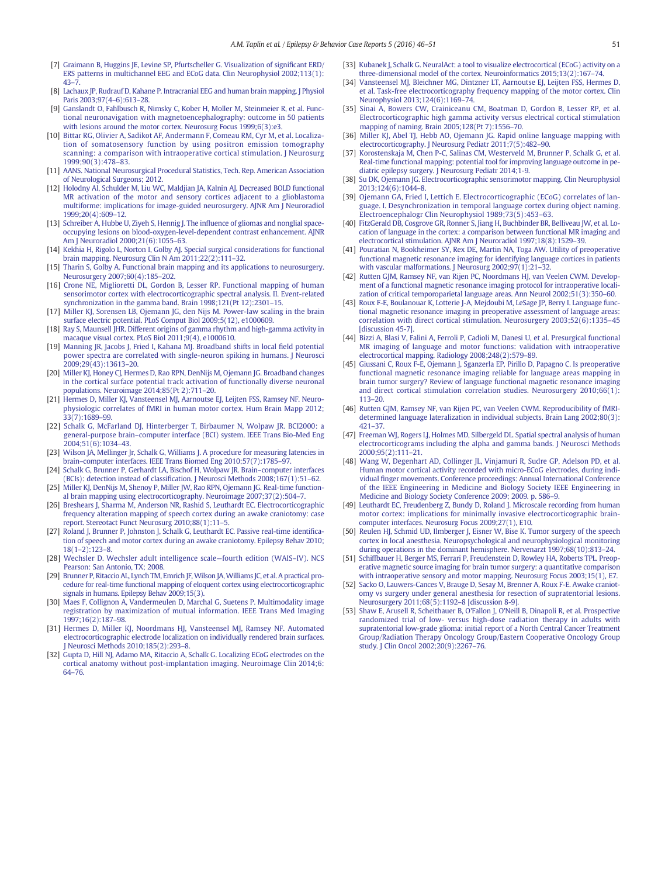[7] Graimann B, Huggins JE, Levine SP, Pfurtscheller G. Visualization of significant ERD/ERS patterns in multichannel EEG and ECoG data. Clin Neurophysiol 2002;113(1):43–7.

[8] Lachaux JP, Rudrauf D, Kahane P. Intracranial EEG and human brain mapping. J Physiol Paris 2003;97(4–6):613–28.

[9] Ganslandt O, Fahlbusch R, Nimsky C, Kober H, Moller M, Steinmeier R, et al. Functional neuronavigation with magnetoencephalography: outcome in 50 patients with lesions around the motor cortex. Neurosurg Focus 1999;6(3):e3.

[10] Bittar RG, Olivier A, Sadikot AF, Andermann F, Comeau RM, Cyr M, et al. Localization of somatosensory function by using positron emission tomography scanning: a comparison with intraoperative cortical stimulation. J Neurosurg 1999;90(3):478–83.

[11] AANS. National Neurosurgical Procedural Statistics, Tech. Rep. American Association of Neurological Surgeons; 2012.

[12] Holodny AI, Schulder M, Liu WC, Maldjian JA, Kalnin AJ. Decreased BOLD functional MR activation of the motor and sensory cortices adjacent to a glioblastoma multiforme: implications for image-guided neurosurgery. AJNR Am J Neuroradiol 1999;20(4):609–12.

[13] Schreiber A, Hubbe U, Ziyeh S, Hennig J. The influence of gliomas and nonglial space-occupying lesions on blood-oxygen-level-dependent contrast enhancement. AJNR Am J Neuroradiol 2000;21(6):1055–63.

[14] Kekhia H, Rigolo L, Norton I, Golby AJ. Special surgical considerations for functional brain mapping. Neurosurg Clin N Am 2011;22(2):111–32.

[15] Tharin S, Golby A. Functional brain mapping and its applications to neurosurgery. Neurosurgery 2007;60(4):185–202.

[16] Crone NE, Miglioretti DL, Gordon B, Lesser RP. Functional mapping of human sensorimotor cortex with electrocorticographic spectral analysis. II. Event-related synchronization in the gamma band. Brain 1998;121(Pt 12):2301–15.

[17] Miller KJ, Sorensen LB, Ojemann JG, den Nijs M. Power-law scaling in the brain surface electric potential. PLoS Comput Biol 2009;5(12), e1000609.

[18] Ray S, Maunsell JHR. Different origins of gamma rhythm and high-gamma activity in macaque visual cortex. PLoS Biol 2011;9(4), e1000610.

[19] Manning JR, Jacobs J, Fried I, Kahana MJ. Broadband shifts in local field potential power spectra are correlated with single-neuron spiking in humans. J Neurosci 2009;29(43):13613–20.

[20] Miller KJ, Honey CJ, Hermes D, Rao RPN, DenNijs M, Ojemann JG. Broadband changes in the cortical surface potential track activation of functionally diverse neuronal populations. Neuroimage 2014;85(Pt 2):711–20.

[21] Hermes D, Miller KJ, Vansteensel MJ, Aarnoutse EJ, Leijten FSS, Ramsey NF. Neurophysiologic correlates of fMRI in human motor cortex. Hum Brain Mapp 2012;33(7):1689–99.

[22] Schalk G, McFarland DJ, Hinterberger T, Birbaumer N, Wolpaw JR. BCI2000: a general-purpose brain–computer interface (BCI) system. IEEE Trans Bio-Med Eng 2004;51(6):1034–43.

[23] Wilson JA, Mellinger Jr, Schalk G, Williams J. A procedure for measuring latencies in brain–computer interfaces. IEEE Trans Biomed Eng 2010;57(7):1785–97.

[24] Schalk G, Brunner P, Gerhardt LA, Bischof H, Wolpaw JR. Brain–computer interfaces (BCIs): detection instead of classification. J Neurosci Methods 2008;167(1):51–62.

[25] Miller KJ, DenNijs M, Shenoy P, Miller JW, Rao RPN, Ojemann JG. Real-time functional brain mapping using electrocorticography. Neuroimage 2007;37(2):504–7.

[26] Breshears J, Sharma M, Anderson NR, Rashid S, Leuthardt EC. Electrocorticographic frequency alteration mapping of speech cortex during an awake craniotomy: case report. Stereotact Funct Neurosurg 2010;88(1):11–5.

[27] Roland J, Brunner P, Johnston J, Schalk G, Leuthardt EC. Passive real-time identification of speech and motor cortex during an awake craniotomy. Epilepsy Behav 2010;18(1–2):123–8.

[28] Wechsler D. Wechsler adult intelligence scale—fourth edition (WAIS–IV). NCS Pearson: San Antonio, TX; 2008.

[29] Brunner P, Ritaccio AL, Lynch TM, Emrich JF, Wilson JA, Williams JC, et al. A practical procedure for real-time functional mapping of eloquent cortex using electrocorticographic signals in humans. Epilepsy Behav 2009;15(3).

[30] Maes F, Collignon A, Vandermeulen D, Marchal G, Suetens P. Multimodality image registration by maximization of mutual information. IEEE Trans Med Imaging 1997;16(2):187–98.

[31] Hermes D, Miller KJ, Noordmans HJ, Vansteensel MJ, Ramsey NF. Automated electrocorticographic electrode localization on individually rendered brain surfaces. J Neurosci Methods 2010;185(2):293–8.

[32] Gupta D, Hill NJ, Adamo MA, Ritaccio A, Schalk G. Localizing ECoG electrodes on the cortical anatomy without post-implantation imaging. Neuroimage Clin 2014;6:64–76.

[33] Kubanek J, Schalk G. NeuralAct: a tool to visualize electrocortical (ECoG) activity on a three-dimensional model of the cortex. Neuroinformatics 2015;13(2):167–74.

[34] Vansteensel MJ, Bleichner MG, Dintzner LT, Aarnoutse EJ, Leijten FSS, Hermes D, et al. Task-free electrocorticography frequency mapping of the motor cortex. Clin Neurophysiol 2013;124(6):1169–74.

[35] Sinai A, Bowers CW, Crainiceanu CM, Boatman D, Gordon B, Lesser RP, et al. Electrocorticographic high gamma activity versus electrical cortical stimulation mapping of naming. Brain 2005;128(Pt 7):1556–70.

[36] Miller KJ, Abel TJ, Hebb AO, Ojemann JG. Rapid online language mapping with electrocorticography. J Neurosurg Pediatr 2011;7(5):482–90.

[37] Korostenskaja M, Chen P-C, Salinas CM, Westerveld M, Brunner P, Schalk G, et al. Real-time functional mapping: potential tool for improving language outcome in pediatric epilepsy surgery. J Neurosurg Pediatr 2014;1-9.

[38] Su DK, Ojemann JG. Electrocorticographic sensorimotor mapping. Clin Neurophysiol 2013;124(6):1044–8.

[39] Ojemann GA, Fried I, Lettich E. Electrocorticographic (ECoG) correlates of language. I. Desynchronization in temporal language cortex during object naming. Electroencephalogr Clin Neurophysiol 1989;73(5):453–63.

[40] FitzGerald DB, Cosgrove GR, Ronner S, Jiang H, Buchbinder BR, Belliveau JW, et al. Location of language in the cortex: a comparison between functional MR imaging and electrocortical stimulation. AJNR Am J Neuroradiol 1997;18(8):1529–39.

[41] Pouratian N, Bookheimer SY, Rex DE, Martin NA, Toga AW. Utility of preoperative functional magnetic resonance imaging for identifying language cortices in patients with vascular malformations. J Neurosurg 2002;97(1):21–32.

[42] Rutten GJM, Ramsey NF, van Rijen PC, Noordmans HJ, van Veelen CWM. Development of a functional magnetic resonance imaging protocol for intraoperative localization of critical temporoparietal language areas. Ann Neurol 2002;51(3):350–60.

[43] Roux F-E, Boulanouar K, Lotterie J-A, Mejdoubi M, LeSage JP, Berry I. Language functional magnetic resonance imaging in preoperative assessment of language areas: correlation with direct cortical stimulation. Neurosurgery 2003;52(6):1335–45 [discussion 45-7].

[44] Bizzi A, Blasi V, Falini A, Ferroli P, Cadioli M, Danesi U, et al. Presurgical functional MR imaging of language and motor functions: validation with intraoperative electrocortical mapping. Radiology 2008;248(2):579–89.

[45] Giussani C, Roux F-E, Ojemann J, Sganzerla EP, Pirillo D, Papagno C. Is preoperative functional magnetic resonance imaging reliable for language areas mapping in brain tumor surgery? Review of language functional magnetic resonance imaging and direct cortical stimulation correlation studies. Neurosurgery 2010;66(1):113–20.

[46] Rutten GJM, Ramsey NF, van Rijen PC, van Veelen CWM. Reproducibility of fMRI-determined language lateralization in individual subjects. Brain Lang 2002;80(3):421–37.

[47] Freeman WJ, Rogers LJ, Holmes MD, Silbergeld DL. Spatial spectral analysis of human electrocorticograms including the alpha and gamma bands. J Neurosci Methods 2000;95(2):111–21.

[48] Wang W, Degenhart AD, Collinger JL, Vinjamuri R, Sudre GP, Adelson PD, et al. Human motor cortical activity recorded with micro-ECoG electrodes, during individual finger movements. Conference proceedings: Annual International Conference of the IEEE Engineering in Medicine and Biology Society IEEE Engineering in Medicine and Biology Society Conference 2009; 2009. p. 586–9.

[49] Leuthardt EC, Freudenberg Z, Bundy D, Roland J. Microscale recording from human motor cortex: implications for minimally invasive electrocorticographic brain-computer interfaces. Neurosurg Focus 2009;27(1), E10.

[50] Reulen HJ, Schmid UD, Ilmberger J, Eisner W, Bise K. Tumor surgery of the speech cortex in local anesthesia. Neuropsychological and neurophysiological monitoring during operations in the dominant hemisphere. Nervenarzt 1997;68(10):813–24.

[51] Schiffbauer H, Berger MS, Ferrari P, Freudenstein D, Rowley HA, Roberts TPL. Preoperative magnetic source imaging for brain tumor surgery: a quantitative comparison with intraoperative sensory and motor mapping. Neurosurg Focus 2003;15(1), E7.

[52] Sacko O, Lauwers-Cances V, Brauge D, Sesay M, Brenner A, Roux F-E. Awake craniotomy vs surgery under general anesthesia for resection of supratentorial lesions. Neurosurgery 2011;68(5):1192–8 [discussion 8-9].

[53] Shaw E, Arusell R, Scheithauer B, O'Fallon J, O'Neill B, Dinapoli R, et al. Prospective randomized trial of low- versus high-dose radiation therapy in adults with supratentorial low-grade glioma: initial report of a North Central Cancer Treatment Group/Radiation Therapy Oncology Group/Eastern Cooperative Oncology Group study. J Clin Oncol 2002;20(9):2267–76.